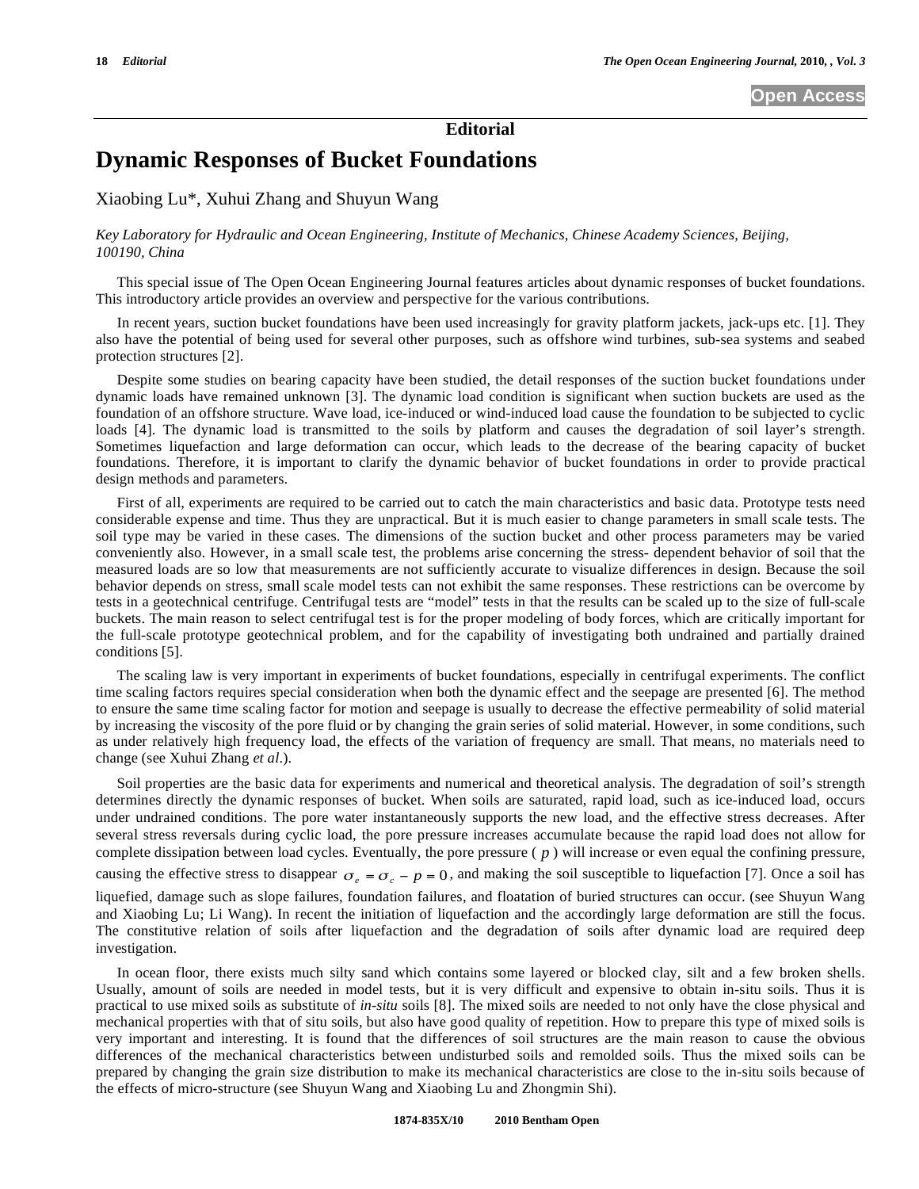Open Access

Editorial

# Dynamic Responses of Bucket Foundations

Xiaobing Lu*, Xuhui Zhang and Shuyun Wang

*Key Laboratory for Hydraulic and Ocean Engineering, Institute of Mechanics, Chinese Academy Sciences, Beijing, 100190, China*

This special issue of The Open Ocean Engineering Journal features articles about dynamic responses of bucket foundations. This introductory article provides an overview and perspective for the various contributions.

In recent years, suction bucket foundations have been used increasingly for gravity platform jackets, jack-ups etc. [1]. They also have the potential of being used for several other purposes, such as offshore wind turbines, sub-sea systems and seabed protection structures [2].

Despite some studies on bearing capacity have been studied, the detail responses of the suction bucket foundations under dynamic loads have remained unknown [3]. The dynamic load condition is significant when suction buckets are used as the foundation of an offshore structure. Wave load, ice-induced or wind-induced load cause the foundation to be subjected to cyclic loads [4]. The dynamic load is transmitted to the soils by platform and causes the degradation of soil layer's strength. Sometimes liquefaction and large deformation can occur, which leads to the decrease of the bearing capacity of bucket foundations. Therefore, it is important to clarify the dynamic behavior of bucket foundations in order to provide practical design methods and parameters.

First of all, experiments are required to be carried out to catch the main characteristics and basic data. Prototype tests need considerable expense and time. Thus they are unpractical. But it is much easier to change parameters in small scale tests. The soil type may be varied in these cases. The dimensions of the suction bucket and other process parameters may be varied conveniently also. However, in a small scale test, the problems arise concerning the stress- dependent behavior of soil that the measured loads are so low that measurements are not sufficiently accurate to visualize differences in design. Because the soil behavior depends on stress, small scale model tests can not exhibit the same responses. These restrictions can be overcome by tests in a geotechnical centrifuge. Centrifugal tests are "model" tests in that the results can be scaled up to the size of full-scale buckets. The main reason to select centrifugal test is for the proper modeling of body forces, which are critically important for the full-scale prototype geotechnical problem, and for the capability of investigating both undrained and partially drained conditions [5].

The scaling law is very important in experiments of bucket foundations, especially in centrifugal experiments. The conflict time scaling factors requires special consideration when both the dynamic effect and the seepage are presented [6]. The method to ensure the same time scaling factor for motion and seepage is usually to decrease the effective permeability of solid material by increasing the viscosity of the pore fluid or by changing the grain series of solid material. However, in some conditions, such as under relatively high frequency load, the effects of the variation of frequency are small. That means, no materials need to change (see Xuhui Zhang *et al*.).

Soil properties are the basic data for experiments and numerical and theoretical analysis. The degradation of soil's strength determines directly the dynamic responses of bucket. When soils are saturated, rapid load, such as ice-induced load, occurs under undrained conditions. The pore water instantaneously supports the new load, and the effective stress decreases. After several stress reversals during cyclic load, the pore pressure increases accumulate because the rapid load does not allow for complete dissipation between load cycles. Eventually, the pore pressure ( $p$ ) will increase or even equal the confining pressure, causing the effective stress to disappear $\sigma_e = \sigma_c - p = 0$, and making the soil susceptible to liquefaction [7]. Once a soil has liquefied, damage such as slope failures, foundation failures, and floatation of buried structures can occur. (see Shuyun Wang and Xiaobing Lu; Li Wang). In recent the initiation of liquefaction and the accordingly large deformation are still the focus. The constitutive relation of soils after liquefaction and the degradation of soils after dynamic load are required deep investigation.

In ocean floor, there exists much silty sand which contains some layered or blocked clay, silt and a few broken shells. Usually, amount of soils are needed in model tests, but it is very difficult and expensive to obtain in-situ soils. Thus it is practical to use mixed soils as substitute of *in-situ* soils [8]. The mixed soils are needed to not only have the close physical and mechanical properties with that of situ soils, but also have good quality of repetition. How to prepare this type of mixed soils is very important and interesting. It is found that the differences of soil structures are the main reason to cause the obvious differences of the mechanical characteristics between undisturbed soils and remolded soils. Thus the mixed soils can be prepared by changing the grain size distribution to make its mechanical characteristics are close to the in-situ soils because of the effects of micro-structure (see Shuyun Wang and Xiaobing Lu and Zhongmin Shi).

1874-835X/10 2010 Bentham Open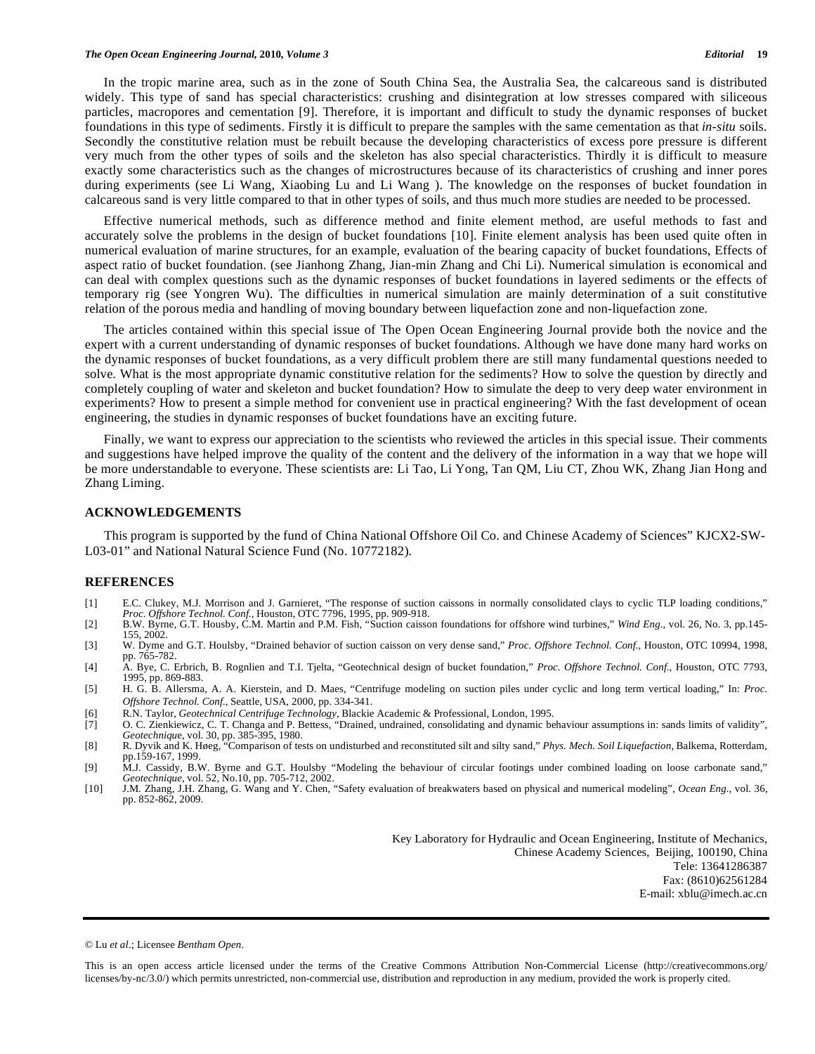In the tropic marine area, such as in the zone of South China Sea, the Australia Sea, the calcareous sand is distributed widely. This type of sand has special characteristics: crushing and disintegration at low stresses compared with siliceous particles, macropores and cementation [9]. Therefore, it is important and difficult to study the dynamic responses of bucket foundations in this type of sediments. Firstly it is difficult to prepare the samples with the same cementation as that *in-situ* soils. Secondly the constitutive relation must be rebuilt because the developing characteristics of excess pore pressure is different very much from the other types of soils and the skeleton has also special characteristics. Thirdly it is difficult to measure exactly some characteristics such as the changes of microstructures because of its characteristics of crushing and inner pores during experiments (see Li Wang, Xiaobing Lu and Li Wang ). The knowledge on the responses of bucket foundation in calcareous sand is very little compared to that in other types of soils, and thus much more studies are needed to be processed.

Effective numerical methods, such as difference method and finite element method, are useful methods to fast and accurately solve the problems in the design of bucket foundations [10]. Finite element analysis has been used quite often in numerical evaluation of marine structures, for an example, evaluation of the bearing capacity of bucket foundations, Effects of aspect ratio of bucket foundation. (see Jianhong Zhang, Jian-min Zhang and Chi Li). Numerical simulation is economical and can deal with complex questions such as the dynamic responses of bucket foundations in layered sediments or the effects of temporary rig (see Yongren Wu). The difficulties in numerical simulation are mainly determination of a suit constitutive relation of the porous media and handling of moving boundary between liquefaction zone and non-liquefaction zone.

The articles contained within this special issue of The Open Ocean Engineering Journal provide both the novice and the expert with a current understanding of dynamic responses of bucket foundations. Although we have done many hard works on the dynamic responses of bucket foundations, as a very difficult problem there are still many fundamental questions needed to solve. What is the most appropriate dynamic constitutive relation for the sediments? How to solve the question by directly and completely coupling of water and skeleton and bucket foundation? How to simulate the deep to very deep water environment in experiments? How to present a simple method for convenient use in practical engineering? With the fast development of ocean engineering, the studies in dynamic responses of bucket foundations have an exciting future.

Finally, we want to express our appreciation to the scientists who reviewed the articles in this special issue. Their comments and suggestions have helped improve the quality of the content and the delivery of the information in a way that we hope will be more understandable to everyone. These scientists are: Li Tao, Li Yong, Tan QM, Liu CT, Zhou WK, Zhang Jian Hong and Zhang Liming.

## ACKNOWLEDGEMENTS

This program is supported by the fund of China National Offshore Oil Co. and Chinese Academy of Sciences" KJCX2-SW-L03-01" and National Natural Science Fund (No. 10772182).

## REFERENCES

[1] E.C. Clukey, M.J. Morrison and J. Garnieret, "The response of suction caissons in normally consolidated clays to cyclic TLP loading conditions," *Proc. Offshore Technol. Conf.*, Houston, OTC 7796, 1995, pp. 909-918.

[2] B.W. Byrne, G.T. Housby, C.M. Martin and P.M. Fish, "Suction caisson foundations for offshore wind turbines," *Wind Eng.*, vol. 26, No. 3, pp.145-155, 2002.

[3] W. Dyme and G.T. Houlsby, "Drained behavior of suction caisson on very dense sand," *Proc. Offshore Technol. Conf.*, Houston, OTC 10994, 1998, pp. 765-782.

[4] A. Bye, C. Erbrich, B. Rognlien and T.I. Tjelta, "Geotechnical design of bucket foundation," *Proc. Offshore Technol. Conf.*, Houston, OTC 7793, 1995, pp. 869-883.

[5] H. G. B. Allersma, A. A. Kierstein, and D. Maes, "Centrifuge modeling on suction piles under cyclic and long term vertical loading," In: *Proc. Offshore Technol. Conf.*, Seattle, USA, 2000, pp. 334-341.

[6] R.N. Taylor, *Geotechnical Centrifuge Technology*, Blackie Academic & Professional, London, 1995.

[7] O. C. Zienkiewicz, C. T. Changa and P. Bettess, "Drained, undrained, consolidating and dynamic behaviour assumptions in: sands limits of validity", *Geotechnique*, vol. 30, pp. 385-395, 1980.

[8] R. Dyvik and K. Høeg, "Comparison of tests on undisturbed and reconstituted silt and silty sand," *Phys. Mech. Soil Liquefaction*, Balkema, Rotterdam, pp.159-167, 1999.

[9] M.J. Cassidy, B.W. Byrne and G.T. Houlsby "Modeling the behaviour of circular footings under combined loading on loose carbonate sand," *Geotechnique*, vol. 52, No.10, pp. 705-712, 2002.

[10] J.M. Zhang, J.H. Zhang, G. Wang and Y. Chen, "Safety evaluation of breakwaters based on physical and numerical modeling", *Ocean Eng.*, vol. 36, pp. 852-862, 2009.

Key Laboratory for Hydraulic and Ocean Engineering, Institute of Mechanics,
Chinese Academy Sciences, Beijing, 100190, China
Tele: 13641286387
Fax: (8610)62561284
E-mail: xblu@imech.ac.cn

© Lu *et al*.; Licensee *Bentham Open*.

This is an open access article licensed under the terms of the Creative Commons Attribution Non-Commercial License (http://creativecommons.org/licenses/by-nc/3.0/) which permits unrestricted, non-commercial use, distribution and reproduction in any medium, provided the work is properly cited.